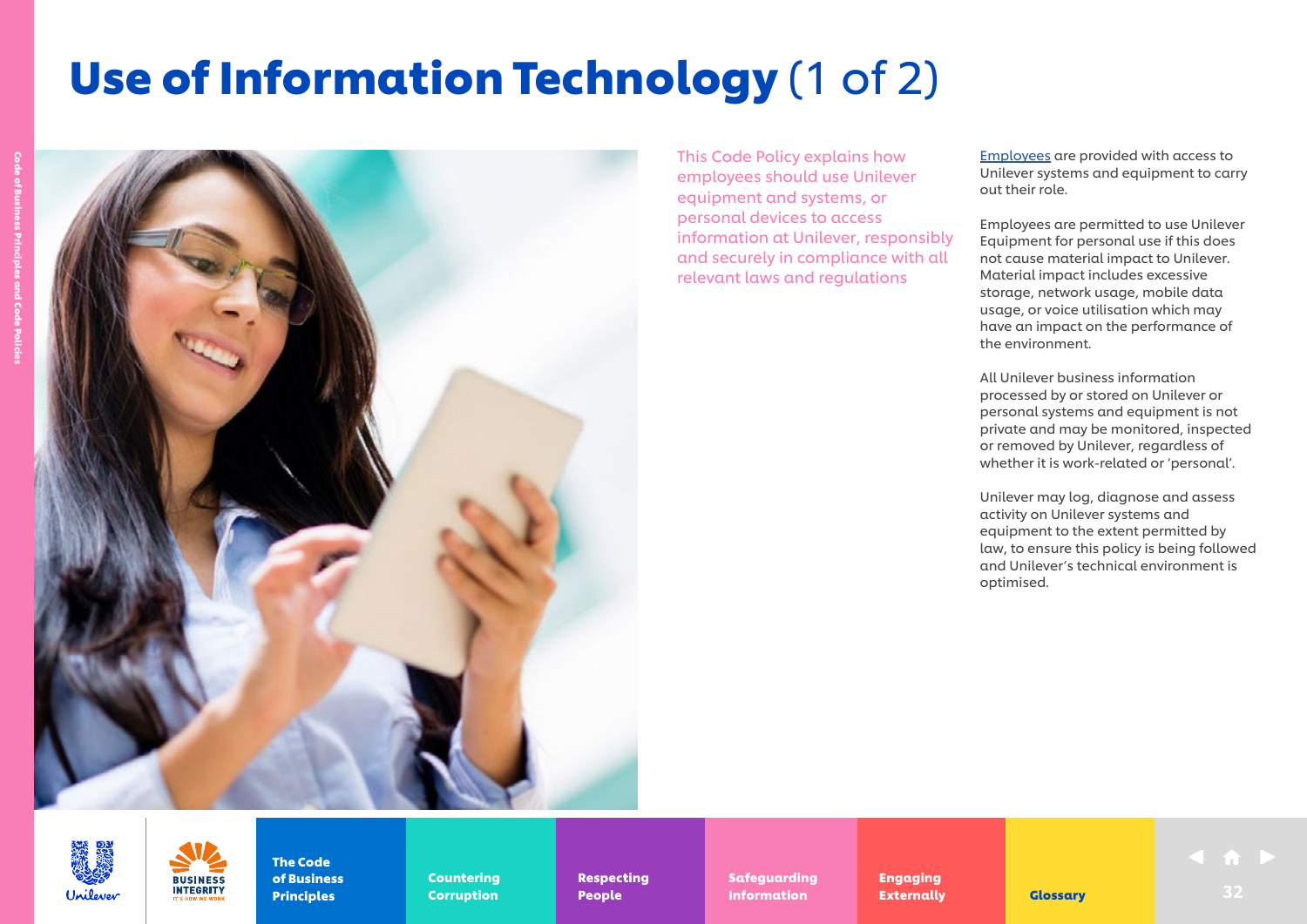# Use of Information Technology (1 of 2)

This Code Policy explains how employees should use Unilever equipment and systems, or personal devices to access information at Unilever, responsibly and securely in compliance with all relevant laws and regulations

Employees are provided with access to Unilever systems and equipment to carry out their role.

Employees are permitted to use Unilever Equipment for personal use if this does not cause material impact to Unilever. Material impact includes excessive storage, network usage, mobile data usage, or voice utilisation which may have an impact on the performance of the environment.

All Unilever business information processed by or stored on Unilever or personal systems and equipment is not private and may be monitored, inspected or removed by Unilever, regardless of whether it is work-related or 'personal'.

Unilever may log, diagnose and assess activity on Unilever systems and equipment to the extent permitted by law, to ensure this policy is being followed and Unilever's technical environment is optimised.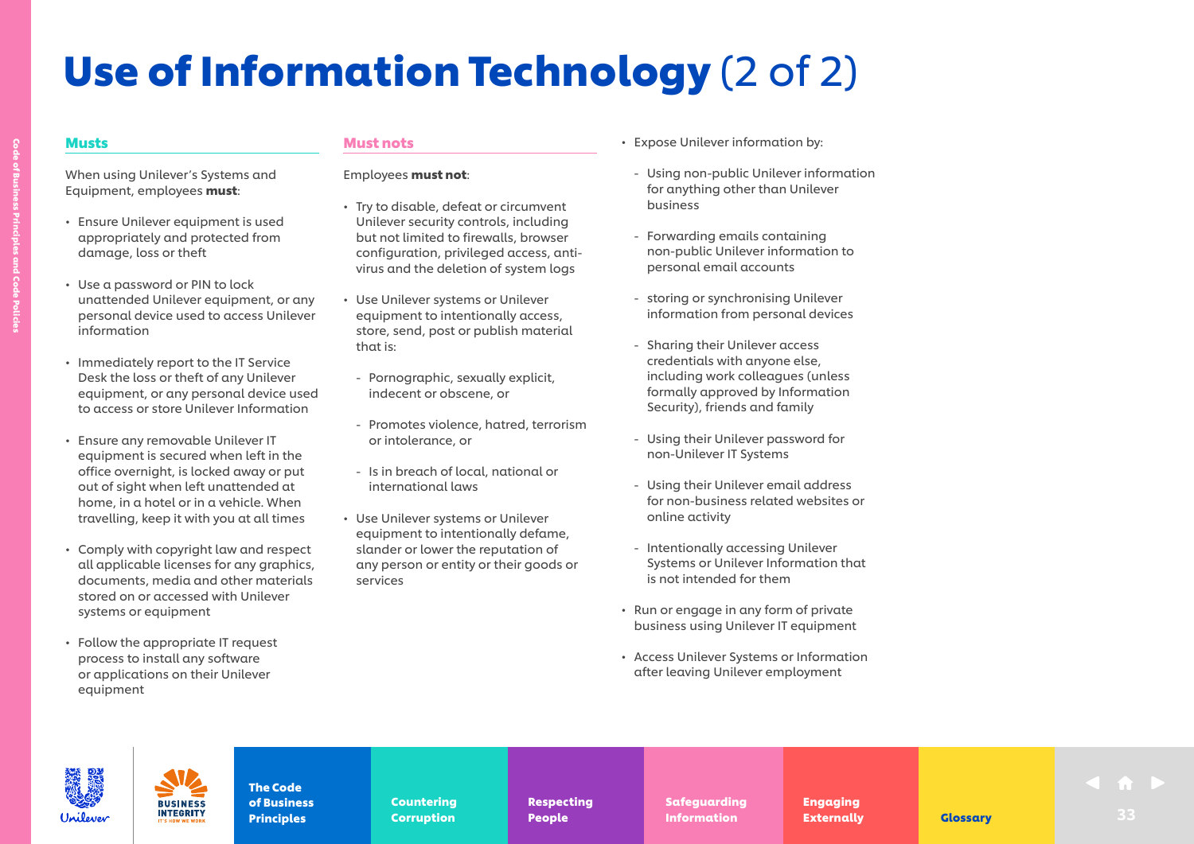# Use of Information Technology (2 of 2)

## Musts

When using Unilever's Systems and Equipment, employees **must**:

- Ensure Unilever equipment is used appropriately and protected from damage, loss or theft
- Use a password or PIN to lock unattended Unilever equipment, or any personal device used to access Unilever information
- Immediately report to the IT Service Desk the loss or theft of any Unilever equipment, or any personal device used to access or store Unilever Information
- Ensure any removable Unilever IT equipment is secured when left in the office overnight, is locked away or put out of sight when left unattended at home, in a hotel or in a vehicle. When travelling, keep it with you at all times
- Comply with copyright law and respect all applicable licenses for any graphics, documents, media and other materials stored on or accessed with Unilever systems or equipment
- Follow the appropriate IT request process to install any software or applications on their Unilever equipment

## Must nots

Employees **must not**:

- Try to disable, defeat or circumvent Unilever security controls, including but not limited to firewalls, browser configuration, privileged access, anti-virus and the deletion of system logs
- Use Unilever systems or Unilever equipment to intentionally access, store, send, post or publish material that is:
  - Pornographic, sexually explicit, indecent or obscene, or
  - Promotes violence, hatred, terrorism or intolerance, or
  - Is in breach of local, national or international laws
- Use Unilever systems or Unilever equipment to intentionally defame, slander or lower the reputation of any person or entity or their goods or services
- Expose Unilever information by:
  - Using non-public Unilever information for anything other than Unilever business
  - Forwarding emails containing non-public Unilever information to personal email accounts
  - storing or synchronising Unilever information from personal devices
  - Sharing their Unilever access credentials with anyone else, including work colleagues (unless formally approved by Information Security), friends and family
  - Using their Unilever password for non-Unilever IT Systems
  - Using their Unilever email address for non-business related websites or online activity
  - Intentionally accessing Unilever Systems or Unilever Information that is not intended for them
- Run or engage in any form of private business using Unilever IT equipment
- Access Unilever Systems or Information after leaving Unilever employment